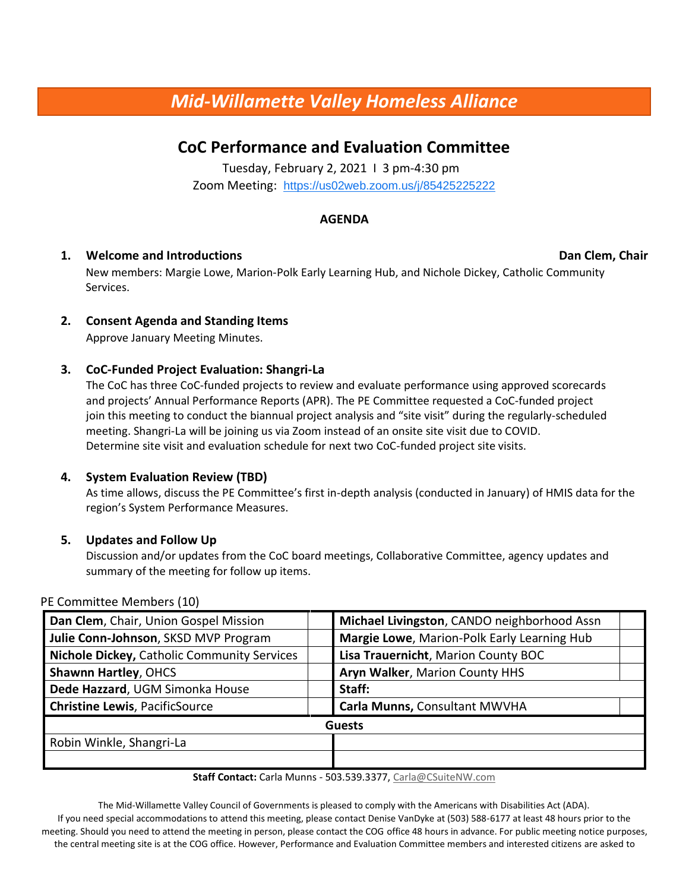# *Mid-Willamette Valley Homeless Alliance*

## CoC Performance and Evaluation Committee

Tuesday, February 2, 2021 I 3 pm-4:30 pm
Zoom Meeting: https://us02web.zoom.us/j/85425225222

**AGENDA**

1. **Welcome and Introductions** **Dan Clem, Chair**
   New members: Margie Lowe, Marion-Polk Early Learning Hub, and Nichole Dickey, Catholic Community Services.

2. **Consent Agenda and Standing Items**
   Approve January Meeting Minutes.

3. **CoC-Funded Project Evaluation: Shangri-La**
   The CoC has three CoC-funded projects to review and evaluate performance using approved scorecards and projects' Annual Performance Reports (APR). The PE Committee requested a CoC-funded project join this meeting to conduct the biannual project analysis and "site visit" during the regularly-scheduled meeting. Shangri-La will be joining us via Zoom instead of an onsite site visit due to COVID.
   Determine site visit and evaluation schedule for next two CoC-funded project site visits.

4. **System Evaluation Review (TBD)**
   As time allows, discuss the PE Committee's first in-depth analysis (conducted in January) of HMIS data for the region's System Performance Measures.

5. **Updates and Follow Up**
   Discussion and/or updates from the CoC board meetings, Collaborative Committee, agency updates and summary of the meeting for follow up items.

PE Committee Members (10)

| | | | |
|---|---|---|---|
| **Dan Clem**, Chair, Union Gospel Mission | | **Michael Livingston**, CANDO neighborhood Assn | |
| **Julie Conn-Johnson**, SKSD MVP Program | | **Margie Lowe**, Marion-Polk Early Learning Hub | |
| **Nichole Dickey,** Catholic Community Services | | **Lisa Trauernicht**, Marion County BOC | |
| **Shawnn Hartley**, OHCS | | **Aryn Walker**, Marion County HHS | |
| **Dede Hazzard**, UGM Simonka House | | **Staff:** | |
| **Christine Lewis**, PacificSource | | **Carla Munns,** Consultant MWVHA | |
| **Guests** | | | |
| Robin Winkle, Shangri-La | | | |
| | | | |

**Staff Contact:** Carla Munns - 503.539.3377, Carla@CSuiteNW.com

The Mid-Willamette Valley Council of Governments is pleased to comply with the Americans with Disabilities Act (ADA). If you need special accommodations to attend this meeting, please contact Denise VanDyke at (503) 588-6177 at least 48 hours prior to the meeting. Should you need to attend the meeting in person, please contact the COG office 48 hours in advance. For public meeting notice purposes, the central meeting site is at the COG office. However, Performance and Evaluation Committee members and interested citizens are asked to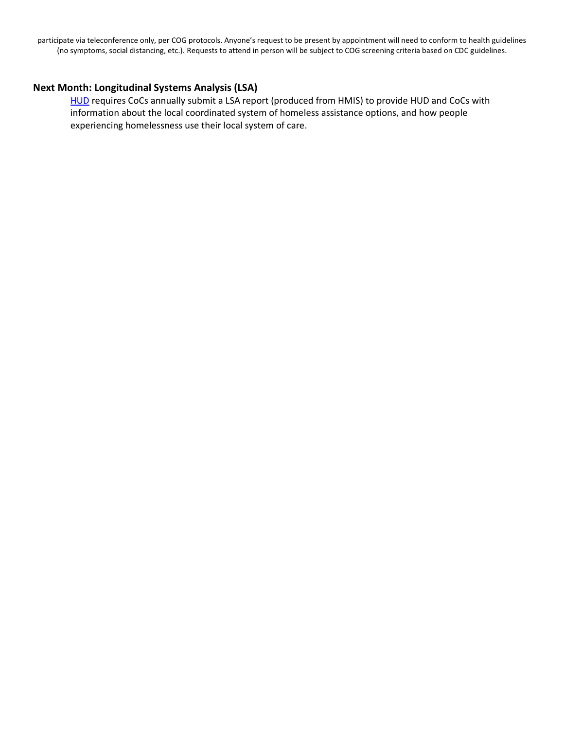participate via teleconference only, per COG protocols. Anyone's request to be present by appointment will need to conform to health guidelines (no symptoms, social distancing, etc.). Requests to attend in person will be subject to COG screening criteria based on CDC guidelines.

## Next Month: Longitudinal Systems Analysis (LSA)

HUD requires CoCs annually submit a LSA report (produced from HMIS) to provide HUD and CoCs with information about the local coordinated system of homeless assistance options, and how people experiencing homelessness use their local system of care.